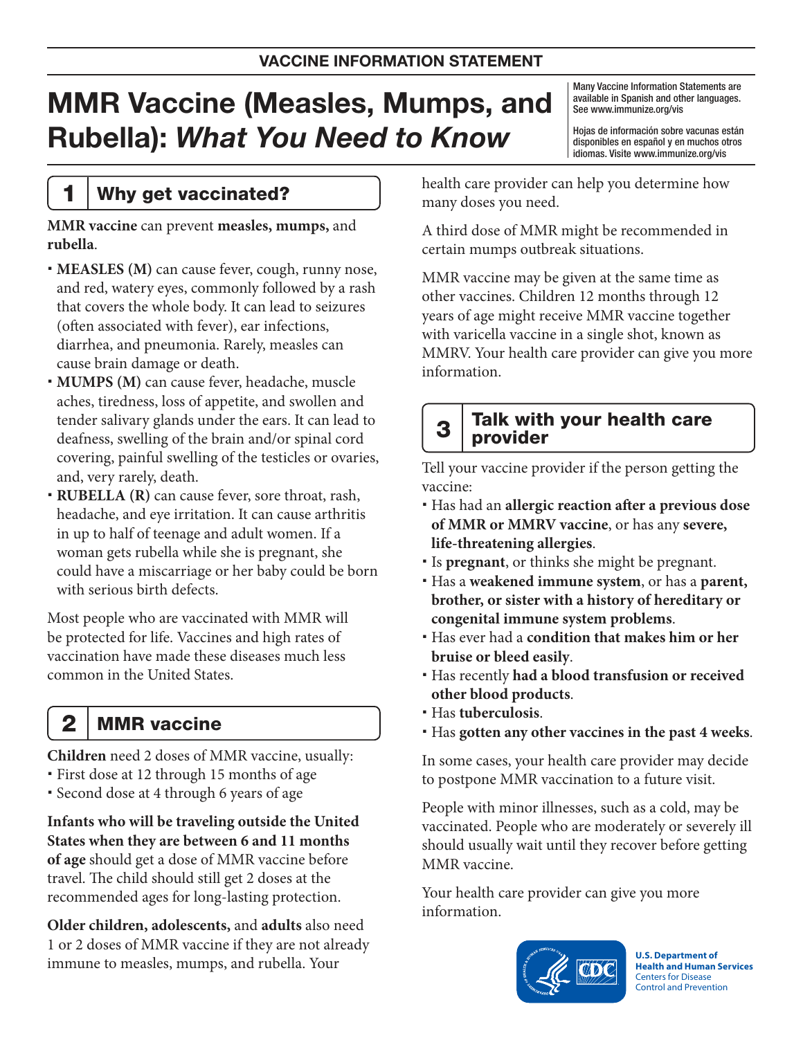**VACCINE INFORMATION STATEMENT**

# MMR Vaccine (Measles, Mumps, and Rubella): *What You Need to Know*

Many Vaccine Information Statements are available in Spanish and other languages. See www.immunize.org/vis

Hojas de información sobre vacunas están disponibles en español y en muchos otros idiomas. Visite www.immunize.org/vis

## 1 Why get vaccinated?

**MMR vaccine** can prevent **measles, mumps,** and **rubella**.

- **MEASLES (M)** can cause fever, cough, runny nose, and red, watery eyes, commonly followed by a rash that covers the whole body. It can lead to seizures (often associated with fever), ear infections, diarrhea, and pneumonia. Rarely, measles can cause brain damage or death.
- **MUMPS (M)** can cause fever, headache, muscle aches, tiredness, loss of appetite, and swollen and tender salivary glands under the ears. It can lead to deafness, swelling of the brain and/or spinal cord covering, painful swelling of the testicles or ovaries, and, very rarely, death.
- **RUBELLA (R)** can cause fever, sore throat, rash, headache, and eye irritation. It can cause arthritis in up to half of teenage and adult women. If a woman gets rubella while she is pregnant, she could have a miscarriage or her baby could be born with serious birth defects.

Most people who are vaccinated with MMR will be protected for life. Vaccines and high rates of vaccination have made these diseases much less common in the United States.

## 2 MMR vaccine

**Children** need 2 doses of MMR vaccine, usually:

- First dose at 12 through 15 months of age
- Second dose at 4 through 6 years of age

**Infants who will be traveling outside the United States when they are between 6 and 11 months of age** should get a dose of MMR vaccine before travel. The child should still get 2 doses at the recommended ages for long-lasting protection.

**Older children, adolescents,** and **adults** also need 1 or 2 doses of MMR vaccine if they are not already immune to measles, mumps, and rubella. Your health care provider can help you determine how many doses you need.

A third dose of MMR might be recommended in certain mumps outbreak situations.

MMR vaccine may be given at the same time as other vaccines. Children 12 months through 12 years of age might receive MMR vaccine together with varicella vaccine in a single shot, known as MMRV. Your health care provider can give you more information.

## 3 Talk with your health care provider

Tell your vaccine provider if the person getting the vaccine:

- Has had an **allergic reaction after a previous dose of MMR or MMRV vaccine**, or has any **severe, life-threatening allergies**.
- Is **pregnant**, or thinks she might be pregnant.
- Has a **weakened immune system**, or has a **parent, brother, or sister with a history of hereditary or congenital immune system problems**.
- Has ever had a **condition that makes him or her bruise or bleed easily**.
- Has recently **had a blood transfusion or received other blood products**.
- Has **tuberculosis**.
- Has **gotten any other vaccines in the past 4 weeks**.

In some cases, your health care provider may decide to postpone MMR vaccination to a future visit.

People with minor illnesses, such as a cold, may be vaccinated. People who are moderately or severely ill should usually wait until they recover before getting MMR vaccine.

Your health care provider can give you more information.

**U.S. Department of Health and Human Services**
Centers for Disease Control and Prevention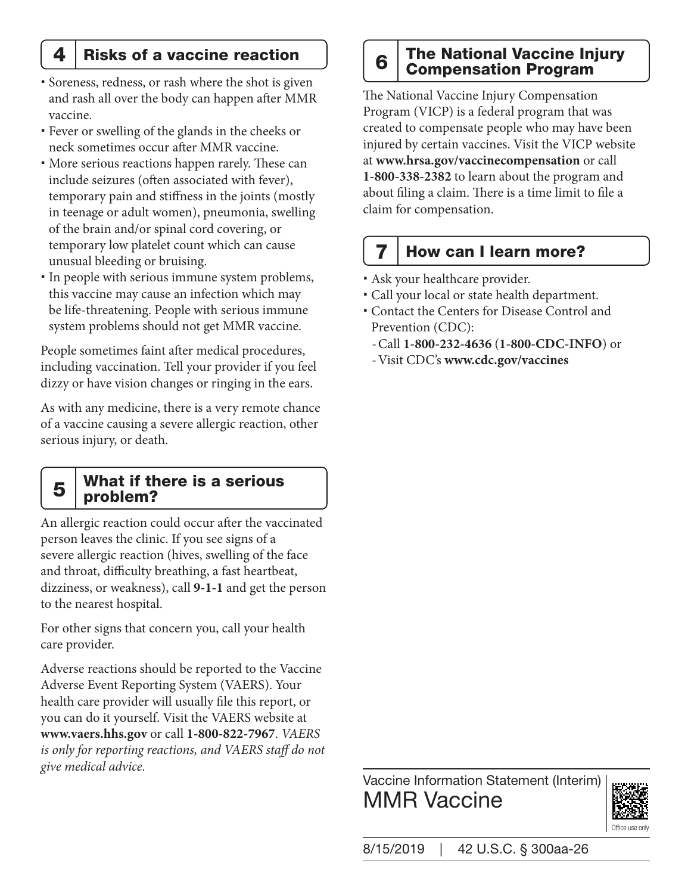## 4 Risks of a vaccine reaction

- Soreness, redness, or rash where the shot is given and rash all over the body can happen after MMR vaccine.
- Fever or swelling of the glands in the cheeks or neck sometimes occur after MMR vaccine.
- More serious reactions happen rarely. These can include seizures (often associated with fever), temporary pain and stiffness in the joints (mostly in teenage or adult women), pneumonia, swelling of the brain and/or spinal cord covering, or temporary low platelet count which can cause unusual bleeding or bruising.
- In people with serious immune system problems, this vaccine may cause an infection which may be life-threatening. People with serious immune system problems should not get MMR vaccine.

People sometimes faint after medical procedures, including vaccination. Tell your provider if you feel dizzy or have vision changes or ringing in the ears.

As with any medicine, there is a very remote chance of a vaccine causing a severe allergic reaction, other serious injury, or death.

## 5 What if there is a serious problem?

An allergic reaction could occur after the vaccinated person leaves the clinic. If you see signs of a severe allergic reaction (hives, swelling of the face and throat, difficulty breathing, a fast heartbeat, dizziness, or weakness), call **9-1-1** and get the person to the nearest hospital.

For other signs that concern you, call your health care provider.

Adverse reactions should be reported to the Vaccine Adverse Event Reporting System (VAERS). Your health care provider will usually file this report, or you can do it yourself. Visit the VAERS website at **www.vaers.hhs.gov** or call **1-800-822-7967**. *VAERS is only for reporting reactions, and VAERS staff do not give medical advice.*

## 6 The National Vaccine Injury Compensation Program

The National Vaccine Injury Compensation Program (VICP) is a federal program that was created to compensate people who may have been injured by certain vaccines. Visit the VICP website at **www.hrsa.gov/vaccinecompensation** or call **1-800-338-2382** to learn about the program and about filing a claim. There is a time limit to file a claim for compensation.

## 7 How can I learn more?

- Ask your healthcare provider.
- Call your local or state health department.
- Contact the Centers for Disease Control and Prevention (CDC):
  - Call **1-800-232-4636** (**1-800-CDC-INFO**) or
  - Visit CDC's **www.cdc.gov/vaccines**

Vaccine Information Statement (Interim)

MMR Vaccine

Office use only

8/15/2019 | 42 U.S.C. § 300aa-26